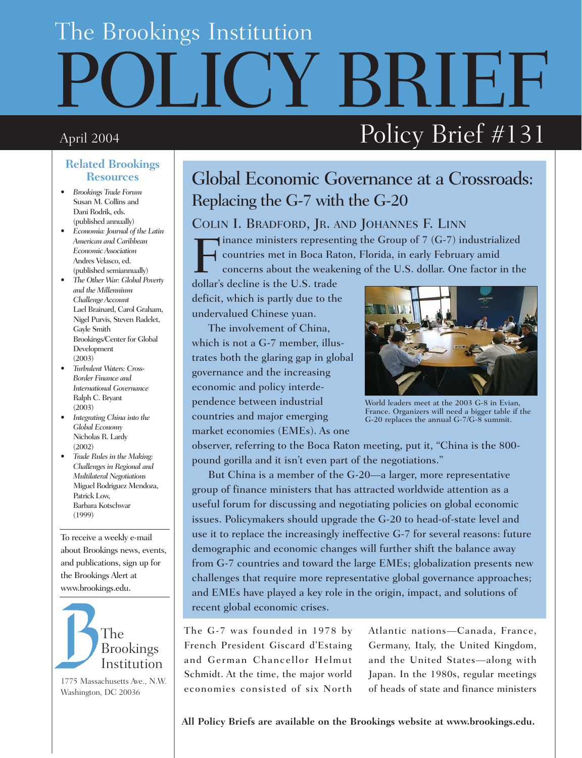The Brookings Institution

# POLICY BRIEF

April 2004

Policy Brief #131

## Global Economic Governance at a Crossroads: Replacing the G-7 with the G-20

COLIN I. BRADFORD, JR. AND JOHANNES F. LINN

Finance ministers representing the Group of 7 (G-7) industrialized countries met in Boca Raton, Florida, in early February amid concerns about the weakening of the U.S. dollar. One factor in the dollar's decline is the U.S. trade deficit, which is partly due to the undervalued Chinese yuan.

The involvement of China, which is not a G-7 member, illustrates both the glaring gap in global governance and the increasing economic and policy interdependence between industrial countries and major emerging market economies (EMEs). As one observer, referring to the Boca Raton meeting, put it, "China is the 800-pound gorilla and it isn't even part of the negotiations."

World leaders meet at the 2003 G-8 in Evian, France. Organizers will need a bigger table if the G-20 replaces the annual G-7/G-8 summit.

But China is a member of the G-20—a larger, more representative group of finance ministers that has attracted worldwide attention as a useful forum for discussing and negotiating policies on global economic issues. Policymakers should upgrade the G-20 to head-of-state level and use it to replace the increasingly ineffective G-7 for several reasons: future demographic and economic changes will further shift the balance away from G-7 countries and toward the large EMEs; globalization presents new challenges that require more representative global governance approaches; and EMEs have played a key role in the origin, impact, and solutions of recent global economic crises.

The G-7 was founded in 1978 by French President Giscard d'Estaing and German Chancellor Helmut Schmidt. At the time, the major world economies consisted of six North Atlantic nations—Canada, France, Germany, Italy, the United Kingdom, and the United States—along with Japan. In the 1980s, regular meetings of heads of state and finance ministers

### Related Brookings Resources

- *Brookings Trade Forum* Susan M. Collins and Dani Rodrik, eds. (published annually)
- *Economia: Journal of the Latin American and Caribbean Economic Association* Andres Velasco, ed. (published semiannually)
- *The Other War: Global Poverty and the Millennium Challenge Account* Lael Brainard, Carol Graham, Nigel Purvis, Steven Radelet, Gayle Smith Brookings/Center for Global Development (2003)
- *Turbulent Waters: Cross-Border Finance and International Governance* Ralph C. Bryant (2003)
- *Integrating China into the Global Economy* Nicholas R. Lardy (2002)
- *Trade Rules in the Making: Challenges in Regional and Multilateral Negotiations* Miguel Rodriguez Mendoza, Patrick Low, Barbara Kotschwar (1999)

To receive a weekly e-mail about Brookings news, events, and publications, sign up for the Brookings Alert at www.brookings.edu.

The Brookings Institution
1775 Massachusetts Ave., N.W.
Washington, DC 20036

**All Policy Briefs are available on the Brookings website at www.brookings.edu.**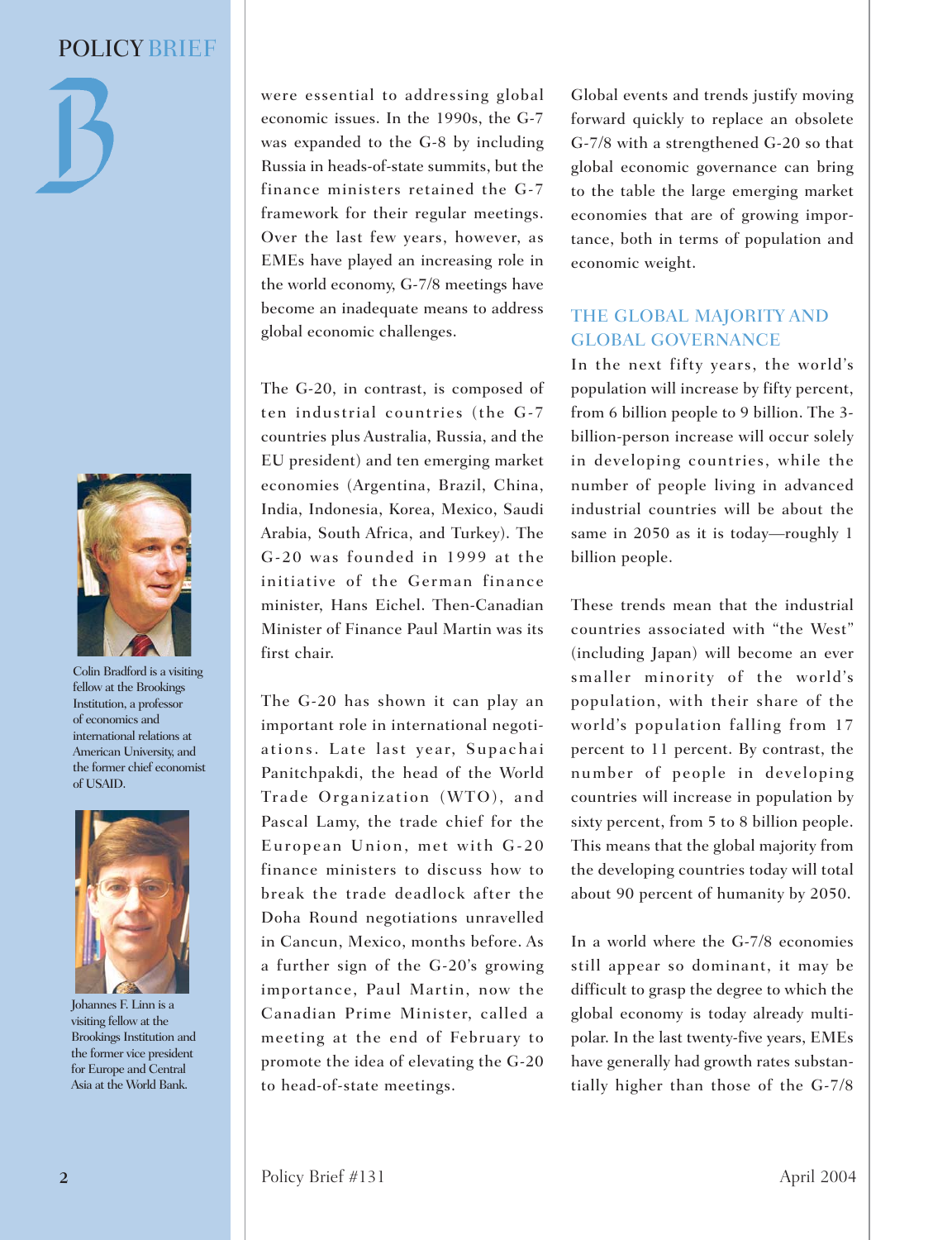Colin Bradford is a visiting fellow at the Brookings Institution, a professor of economics and international relations at American University, and the former chief economist of USAID.

Johannes F. Linn is a visiting fellow at the Brookings Institution and the former vice president for Europe and Central Asia at the World Bank.

were essential to addressing global economic issues. In the 1990s, the G-7 was expanded to the G-8 by including Russia in heads-of-state summits, but the finance ministers retained the G-7 framework for their regular meetings. Over the last few years, however, as EMEs have played an increasing role in the world economy, G-7/8 meetings have become an inadequate means to address global economic challenges.

The G-20, in contrast, is composed of ten industrial countries (the G-7 countries plus Australia, Russia, and the EU president) and ten emerging market economies (Argentina, Brazil, China, India, Indonesia, Korea, Mexico, Saudi Arabia, South Africa, and Turkey). The G-20 was founded in 1999 at the initiative of the German finance minister, Hans Eichel. Then-Canadian Minister of Finance Paul Martin was its first chair.

The G-20 has shown it can play an important role in international negotiations. Late last year, Supachai Panitchpakdi, the head of the World Trade Organization (WTO), and Pascal Lamy, the trade chief for the European Union, met with G-20 finance ministers to discuss how to break the trade deadlock after the Doha Round negotiations unravelled in Cancun, Mexico, months before. As a further sign of the G-20's growing importance, Paul Martin, now the Canadian Prime Minister, called a meeting at the end of February to promote the idea of elevating the G-20 to head-of-state meetings.

Global events and trends justify moving forward quickly to replace an obsolete G-7/8 with a strengthened G-20 so that global economic governance can bring to the table the large emerging market economies that are of growing importance, both in terms of population and economic weight.

## THE GLOBAL MAJORITY AND GLOBAL GOVERNANCE

In the next fifty years, the world's population will increase by fifty percent, from 6 billion people to 9 billion. The 3-billion-person increase will occur solely in developing countries, while the number of people living in advanced industrial countries will be about the same in 2050 as it is today—roughly 1 billion people.

These trends mean that the industrial countries associated with "the West" (including Japan) will become an ever smaller minority of the world's population, with their share of the world's population falling from 17 percent to 11 percent. By contrast, the number of people in developing countries will increase in population by sixty percent, from 5 to 8 billion people. This means that the global majority from the developing countries today will total about 90 percent of humanity by 2050.

In a world where the G-7/8 economies still appear so dominant, it may be difficult to grasp the degree to which the global economy is today already multi-polar. In the last twenty-five years, EMEs have generally had growth rates substantially higher than those of the G-7/8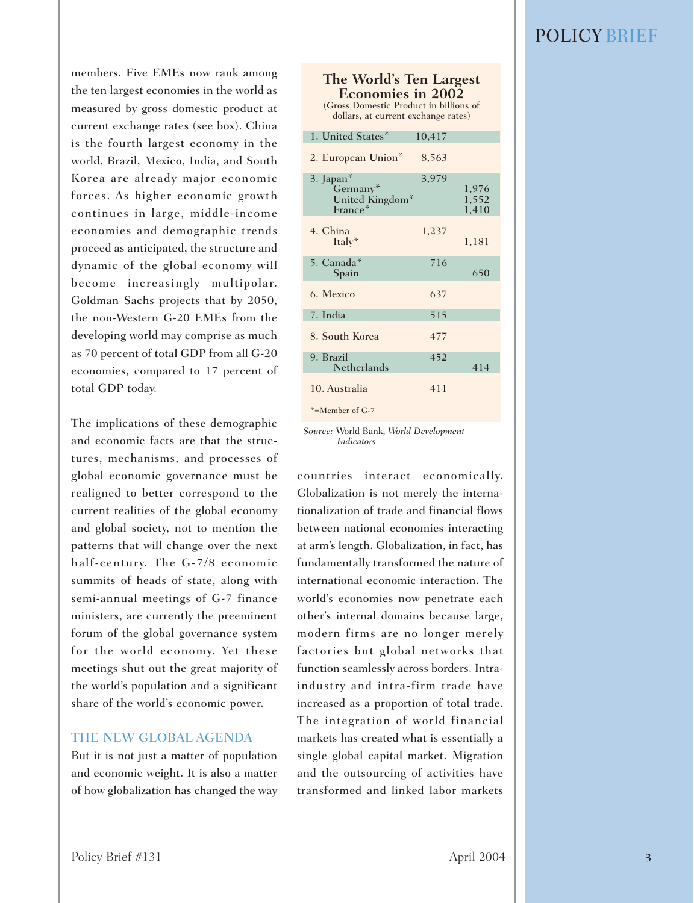members. Five EMEs now rank among the ten largest economies in the world as measured by gross domestic product at current exchange rates (see box). China is the fourth largest economy in the world. Brazil, Mexico, India, and South Korea are already major economic forces. As higher economic growth continues in large, middle-income economies and demographic trends proceed as anticipated, the structure and dynamic of the global economy will become increasingly multipolar. Goldman Sachs projects that by 2050, the non-Western G-20 EMEs from the developing world may comprise as much as 70 percent of total GDP from all G-20 economies, compared to 17 percent of total GDP today.

**The World's Ten Largest Economies in 2002**
(Gross Domestic Product in billions of dollars, at current exchange rates)

| Economy | GDP | |
|---|---|---|
| 1. United States* | 10,417 | |
| 2. European Union* | 8,563 | |
| 3. Japan* | 3,979 | |
| Germany* | | 1,976 |
| United Kingdom* | | 1,552 |
| France* | | 1,410 |
| 4. China | 1,237 | |
| Italy* | | 1,181 |
| 5. Canada* | 716 | |
| Spain | | 650 |
| 6. Mexico | 637 | |
| 7. India | 515 | |
| 8. South Korea | 477 | |
| 9. Brazil | 452 | |
| Netherlands | | 414 |
| 10. Australia | 411 | |

*=Member of G-7

*Source:* World Bank, *World Development Indicators*

The implications of these demographic and economic facts are that the structures, mechanisms, and processes of global economic governance must be realigned to better correspond to the current realities of the global economy and global society, not to mention the patterns that will change over the next half-century. The G-7/8 economic summits of heads of state, along with semi-annual meetings of G-7 finance ministers, are currently the preeminent forum of the global governance system for the world economy. Yet these meetings shut out the great majority of the world's population and a significant share of the world's economic power.

## THE NEW GLOBAL AGENDA

But it is not just a matter of population and economic weight. It is also a matter of how globalization has changed the way countries interact economically. Globalization is not merely the internationalization of trade and financial flows between national economies interacting at arm's length. Globalization, in fact, has fundamentally transformed the nature of international economic interaction. The world's economies now penetrate each other's internal domains because large, modern firms are no longer merely factories but global networks that function seamlessly across borders. Intra-industry and intra-firm trade have increased as a proportion of total trade. The integration of world financial markets has created what is essentially a single global capital market. Migration and the outsourcing of activities have transformed and linked labor markets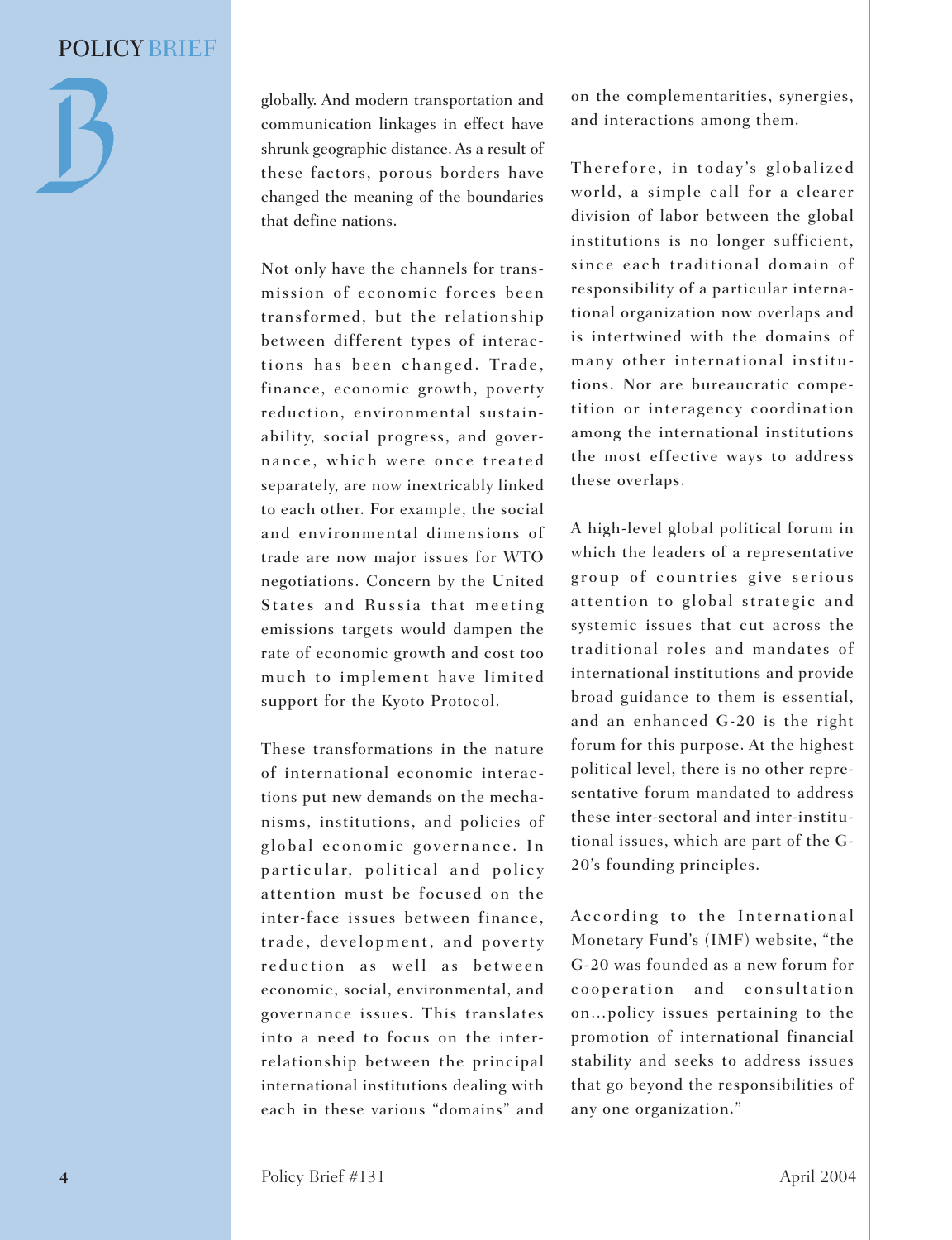globally. And modern transportation and communication linkages in effect have shrunk geographic distance. As a result of these factors, porous borders have changed the meaning of the boundaries that define nations.

Not only have the channels for transmission of economic forces been transformed, but the relationship between different types of interactions has been changed. Trade, finance, economic growth, poverty reduction, environmental sustainability, social progress, and governance, which were once treated separately, are now inextricably linked to each other. For example, the social and environmental dimensions of trade are now major issues for WTO negotiations. Concern by the United States and Russia that meeting emissions targets would dampen the rate of economic growth and cost too much to implement have limited support for the Kyoto Protocol.

These transformations in the nature of international economic interactions put new demands on the mechanisms, institutions, and policies of global economic governance. In particular, political and policy attention must be focused on the inter-face issues between finance, trade, development, and poverty reduction as well as between economic, social, environmental, and governance issues. This translates into a need to focus on the interrelationship between the principal international institutions dealing with each in these various "domains" and on the complementarities, synergies, and interactions among them.

Therefore, in today's globalized world, a simple call for a clearer division of labor between the global institutions is no longer sufficient, since each traditional domain of responsibility of a particular international organization now overlaps and is intertwined with the domains of many other international institutions. Nor are bureaucratic competition or interagency coordination among the international institutions the most effective ways to address these overlaps.

A high-level global political forum in which the leaders of a representative group of countries give serious attention to global strategic and systemic issues that cut across the traditional roles and mandates of international institutions and provide broad guidance to them is essential, and an enhanced G-20 is the right forum for this purpose. At the highest political level, there is no other representative forum mandated to address these inter-sectoral and inter-institutional issues, which are part of the G-20's founding principles.

According to the International Monetary Fund's (IMF) website, "the G-20 was founded as a new forum for cooperation and consultation on...policy issues pertaining to the promotion of international financial stability and seeks to address issues that go beyond the responsibilities of any one organization."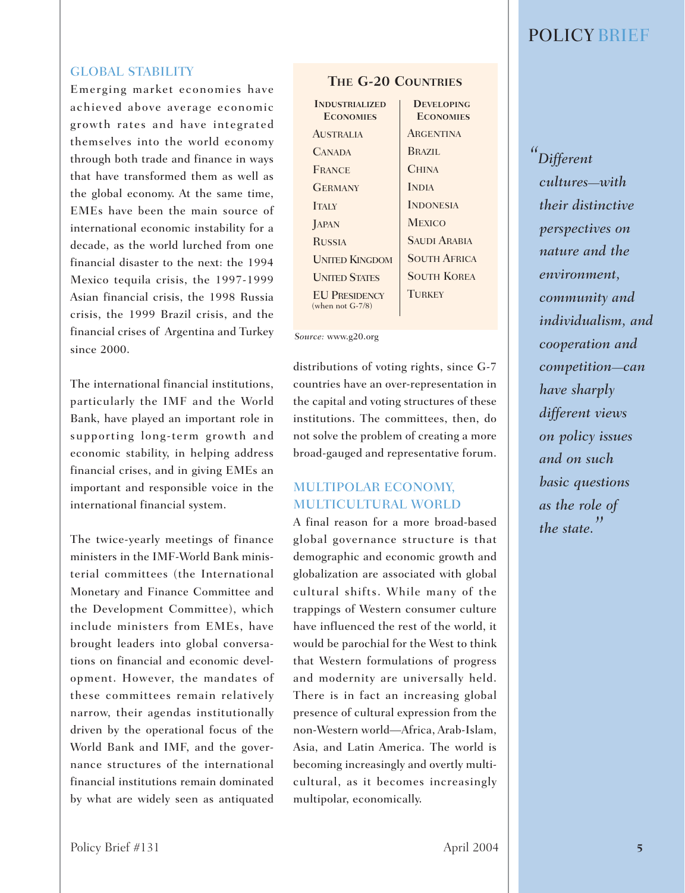## GLOBAL STABILITY

Emerging market economies have achieved above average economic growth rates and have integrated themselves into the world economy through both trade and finance in ways that have transformed them as well as the global economy. At the same time, EMEs have been the main source of international economic instability for a decade, as the world lurched from one financial disaster to the next: the 1994 Mexico tequila crisis, the 1997-1999 Asian financial crisis, the 1998 Russia crisis, the 1999 Brazil crisis, and the financial crises of Argentina and Turkey since 2000.

The international financial institutions, particularly the IMF and the World Bank, have played an important role in supporting long-term growth and economic stability, in helping address financial crises, and in giving EMEs an important and responsible voice in the international financial system.

The twice-yearly meetings of finance ministers in the IMF-World Bank ministerial committees (the International Monetary and Finance Committee and the Development Committee), which include ministers from EMEs, have brought leaders into global conversations on financial and economic development. However, the mandates of these committees remain relatively narrow, their agendas institutionally driven by the operational focus of the World Bank and IMF, and the governance structures of the international financial institutions remain dominated by what are widely seen as antiquated distributions of voting rights, since G-7 countries have an over-representation in the capital and voting structures of these institutions. The committees, then, do not solve the problem of creating a more broad-gauged and representative forum.

**The G-20 Countries**

| Industrialized Economies | Developing Economies |
|---|---|
| Australia | Argentina |
| Canada | Brazil |
| France | China |
| Germany | India |
| Italy | Indonesia |
| Japan | Mexico |
| Russia | Saudi Arabia |
| United Kingdom | South Africa |
| United States | South Korea |
| EU Presidency (when not G-7/8) | Turkey |

*Source*: www.g20.org

## MULTIPOLAR ECONOMY, MULTICULTURAL WORLD

A final reason for a more broad-based global governance structure is that demographic and economic growth and globalization are associated with global cultural shifts. While many of the trappings of Western consumer culture have influenced the rest of the world, it would be parochial for the West to think that Western formulations of progress and modernity are universally held. There is in fact an increasing global presence of cultural expression from the non-Western world—Africa, Arab-Islam, Asia, and Latin America. The world is becoming increasingly and overtly multicultural, as it becomes increasingly multipolar, economically.

*"Different cultures—with their distinctive perspectives on nature and the environment, community and individualism, and cooperation and competition—can have sharply different views on policy issues and on such basic questions as the role of the state."*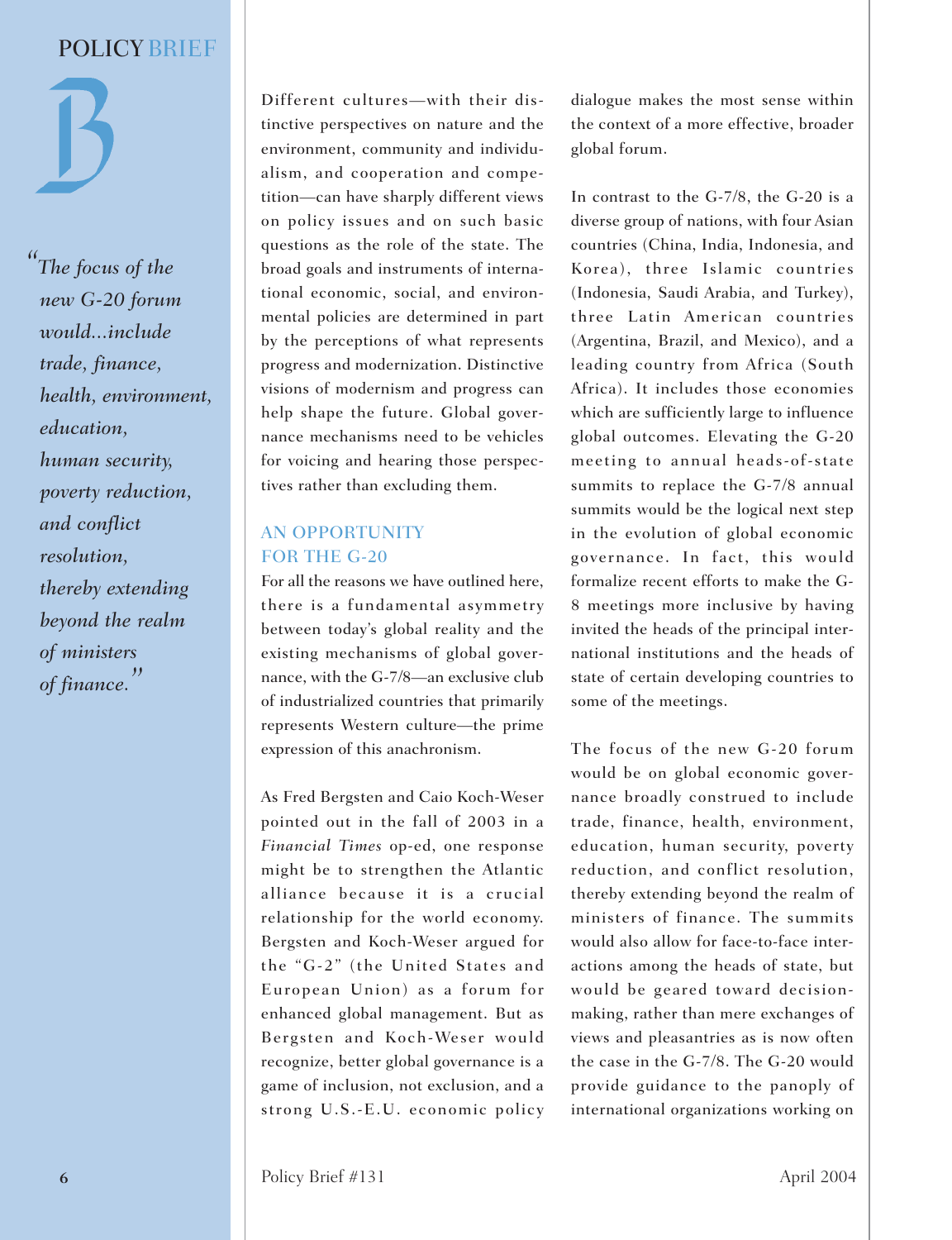> "The focus of the new G-20 forum would...include trade, finance, health, environment, education, human security, poverty reduction, and conflict resolution, thereby extending beyond the realm of ministers of finance."

Different cultures—with their distinctive perspectives on nature and the environment, community and individualism, and cooperation and competition—can have sharply different views on policy issues and on such basic questions as the role of the state. The broad goals and instruments of international economic, social, and environmental policies are determined in part by the perceptions of what represents progress and modernization. Distinctive visions of modernism and progress can help shape the future. Global governance mechanisms need to be vehicles for voicing and hearing those perspectives rather than excluding them.

## AN OPPORTUNITY FOR THE G-20

For all the reasons we have outlined here, there is a fundamental asymmetry between today's global reality and the existing mechanisms of global governance, with the G-7/8—an exclusive club of industrialized countries that primarily represents Western culture—the prime expression of this anachronism.

As Fred Bergsten and Caio Koch-Weser pointed out in the fall of 2003 in a *Financial Times* op-ed, one response might be to strengthen the Atlantic alliance because it is a crucial relationship for the world economy. Bergsten and Koch-Weser argued for the "G-2" (the United States and European Union) as a forum for enhanced global management. But as Bergsten and Koch-Weser would recognize, better global governance is a game of inclusion, not exclusion, and a strong U.S.-E.U. economic policy dialogue makes the most sense within the context of a more effective, broader global forum.

In contrast to the G-7/8, the G-20 is a diverse group of nations, with four Asian countries (China, India, Indonesia, and Korea), three Islamic countries (Indonesia, Saudi Arabia, and Turkey), three Latin American countries (Argentina, Brazil, and Mexico), and a leading country from Africa (South Africa). It includes those economies which are sufficiently large to influence global outcomes. Elevating the G-20 meeting to annual heads-of-state summits to replace the G-7/8 annual summits would be the logical next step in the evolution of global economic governance. In fact, this would formalize recent efforts to make the G-8 meetings more inclusive by having invited the heads of the principal international institutions and the heads of state of certain developing countries to some of the meetings.

The focus of the new G-20 forum would be on global economic governance broadly construed to include trade, finance, health, environment, education, human security, poverty reduction, and conflict resolution, thereby extending beyond the realm of ministers of finance. The summits would also allow for face-to-face interactions among the heads of state, but would be geared toward decision-making, rather than mere exchanges of views and pleasantries as is now often the case in the G-7/8. The G-20 would provide guidance to the panoply of international organizations working on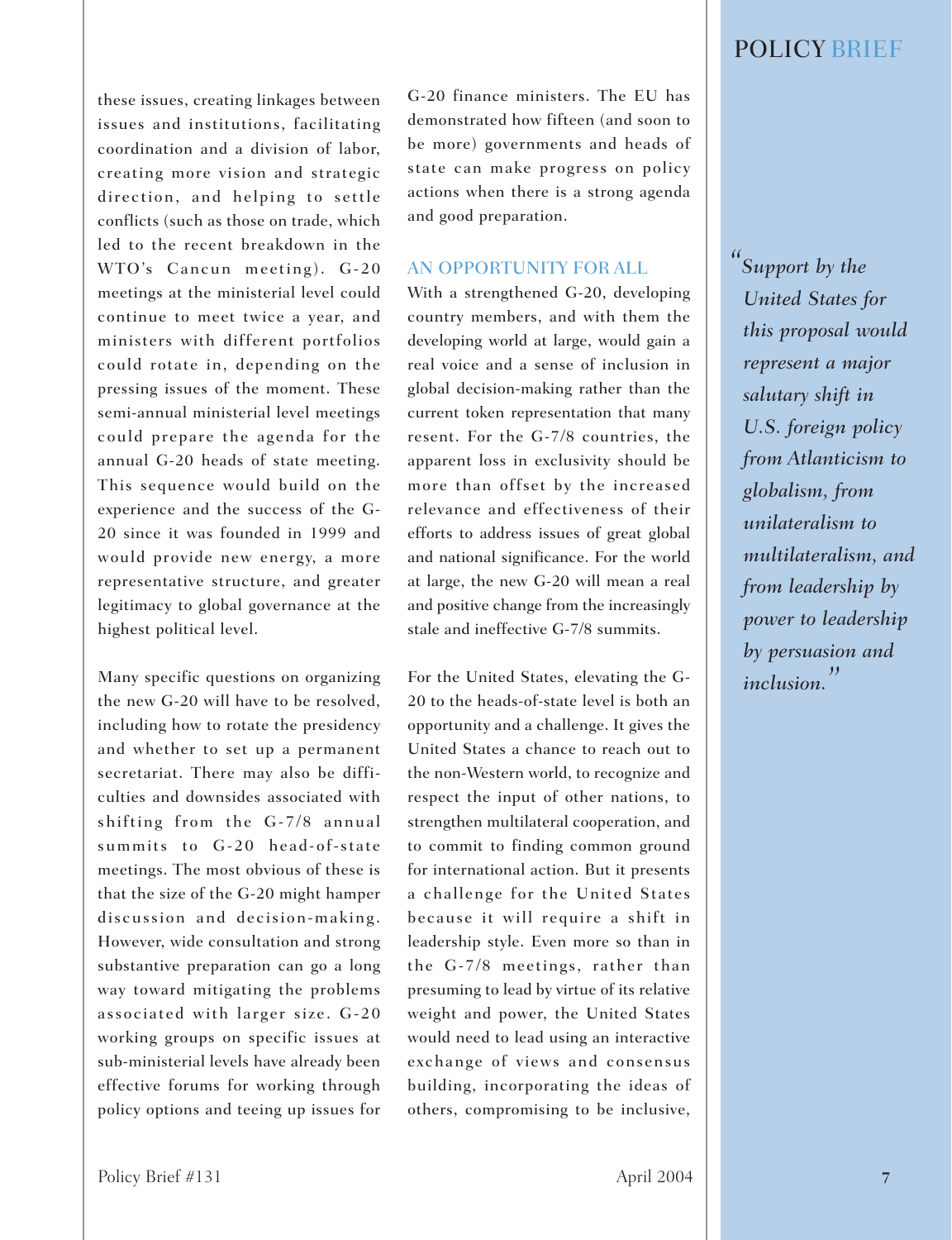these issues, creating linkages between issues and institutions, facilitating coordination and a division of labor, creating more vision and strategic direction, and helping to settle conflicts (such as those on trade, which led to the recent breakdown in the WTO's Cancun meeting). G-20 meetings at the ministerial level could continue to meet twice a year, and ministers with different portfolios could rotate in, depending on the pressing issues of the moment. These semi-annual ministerial level meetings could prepare the agenda for the annual G-20 heads of state meeting. This sequence would build on the experience and the success of the G-20 since it was founded in 1999 and would provide new energy, a more representative structure, and greater legitimacy to global governance at the highest political level.

Many specific questions on organizing the new G-20 will have to be resolved, including how to rotate the presidency and whether to set up a permanent secretariat. There may also be difficulties and downsides associated with shifting from the G-7/8 annual summits to G-20 head-of-state meetings. The most obvious of these is that the size of the G-20 might hamper discussion and decision-making. However, wide consultation and strong substantive preparation can go a long way toward mitigating the problems associated with larger size. G-20 working groups on specific issues at sub-ministerial levels have already been effective forums for working through policy options and teeing up issues for G-20 finance ministers. The EU has demonstrated how fifteen (and soon to be more) governments and heads of state can make progress on policy actions when there is a strong agenda and good preparation.

## AN OPPORTUNITY FOR ALL

With a strengthened G-20, developing country members, and with them the developing world at large, would gain a real voice and a sense of inclusion in global decision-making rather than the current token representation that many resent. For the G-7/8 countries, the apparent loss in exclusivity should be more than offset by the increased relevance and effectiveness of their efforts to address issues of great global and national significance. For the world at large, the new G-20 will mean a real and positive change from the increasingly stale and ineffective G-7/8 summits.

For the United States, elevating the G-20 to the heads-of-state level is both an opportunity and a challenge. It gives the United States a chance to reach out to the non-Western world, to recognize and respect the input of other nations, to strengthen multilateral cooperation, and to commit to finding common ground for international action. But it presents a challenge for the United States because it will require a shift in leadership style. Even more so than in the G-7/8 meetings, rather than presuming to lead by virtue of its relative weight and power, the United States would need to lead using an interactive exchange of views and consensus building, incorporating the ideas of others, compromising to be inclusive,

> *"Support by the United States for this proposal would represent a major salutary shift in U.S. foreign policy from Atlanticism to globalism, from unilateralism to multilateralism, and from leadership by power to leadership by persuasion and inclusion."*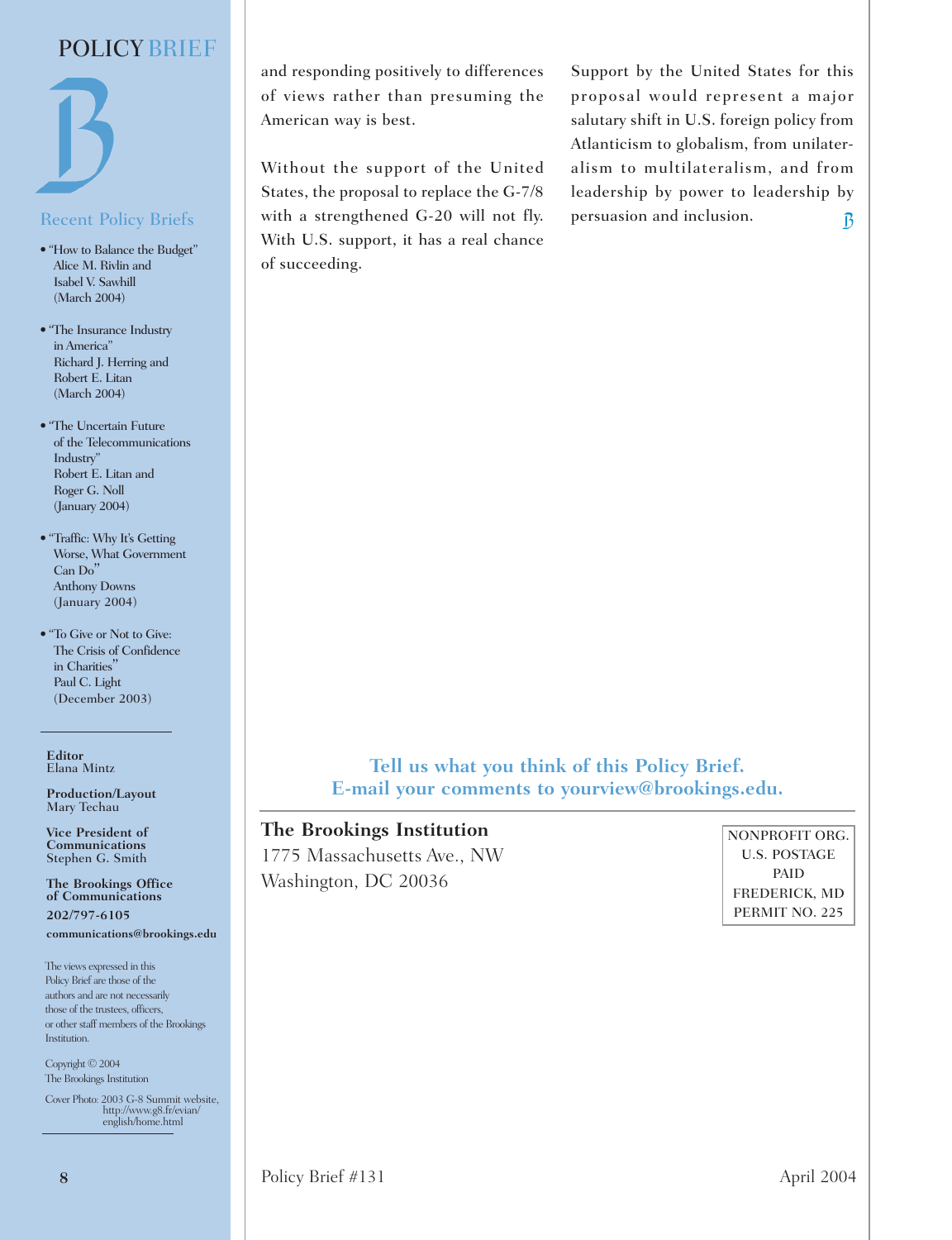and responding positively to differences of views rather than presuming the American way is best.

Without the support of the United States, the proposal to replace the G-7/8 with a strengthened G-20 will not fly. With U.S. support, it has a real chance of succeeding.

Support by the United States for this proposal would represent a major salutary shift in U.S. foreign policy from Atlanticism to globalism, from unilateralism to multilateralism, and from leadership by power to leadership by persuasion and inclusion.

**Tell us what you think of this Policy Brief.**
**E-mail your comments to yourview@brookings.edu.**

**The Brookings Institution**
1775 Massachusetts Ave., NW
Washington, DC 20036

NONPROFIT ORG.
U.S. POSTAGE
PAID
FREDERICK, MD
PERMIT NO. 225

Policy Brief #131

April 2004

POLICY BRIEF

## Recent Policy Briefs

- "How to Balance the Budget"
  Alice M. Rivlin and Isabel V. Sawhill
  (March 2004)
- "The Insurance Industry in America"
  Richard J. Herring and Robert E. Litan
  (March 2004)
- "The Uncertain Future of the Telecommunications Industry"
  Robert E. Litan and Roger G. Noll
  (January 2004)
- "Traffic: Why It's Getting Worse, What Government Can Do"
  Anthony Downs
  (January 2004)
- "To Give or Not to Give: The Crisis of Confidence in Charities"
  Paul C. Light
  (December 2003)

**Editor**
Elana Mintz

**Production/Layout**
Mary Techau

**Vice President of Communications**
Stephen G. Smith

**The Brookings Office of Communications**
**202/797-6105**
**communications@brookings.edu**

The views expressed in this Policy Brief are those of the authors and are not necessarily those of the trustees, officers, or other staff members of the Brookings Institution.

Copyright © 2004
The Brookings Institution

Cover Photo: 2003 G-8 Summit website, http://www.g8.fr/evian/english/home.html